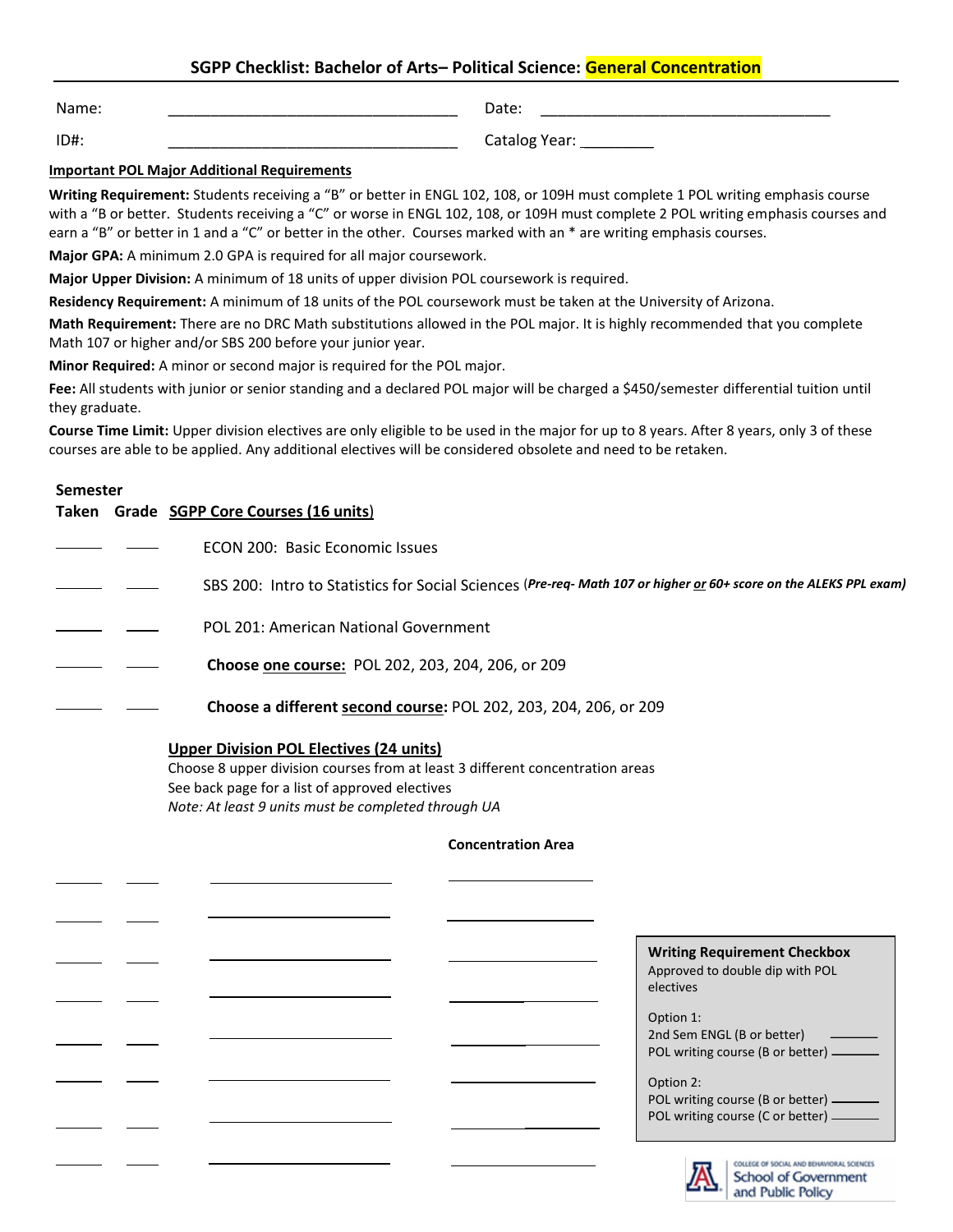# SGPP Checklist: Bachelor of Arts– Political Science: General Concentration

Name: ___________________________________ Date: ___________________________________

ID#: ___________________________________ Catalog Year: _________

**Important POL Major Additional Requirements**

**Writing Requirement:** Students receiving a "B" or better in ENGL 102, 108, or 109H must complete 1 POL writing emphasis course with a "B or better. Students receiving a "C" or worse in ENGL 102, 108, or 109H must complete 2 POL writing emphasis courses and earn a "B" or better in 1 and a "C" or better in the other. Courses marked with an * are writing emphasis courses.

**Major GPA:** A minimum 2.0 GPA is required for all major coursework.

**Major Upper Division:** A minimum of 18 units of upper division POL coursework is required.

**Residency Requirement:** A minimum of 18 units of the POL coursework must be taken at the University of Arizona.

**Math Requirement:** There are no DRC Math substitutions allowed in the POL major. It is highly recommended that you complete Math 107 or higher and/or SBS 200 before your junior year.

**Minor Required:** A minor or second major is required for the POL major.

**Fee:** All students with junior or senior standing and a declared POL major will be charged a $450/semester differential tuition until they graduate.

**Course Time Limit:** Upper division electives are only eligible to be used in the major for up to 8 years. After 8 years, only 3 of these courses are able to be applied. Any additional electives will be considered obsolete and need to be retaken.

| Semester Taken | Grade | SGPP Core Courses (16 units) |
|---|---|---|
| ______ | ____ | ECON 200: Basic Economic Issues |
| ______ | ____ | SBS 200: Intro to Statistics for Social Sciences (*Pre-req- Math 107 or higher or 60+ score on the ALEKS PPL exam)* |
| ______ | ____ | POL 201: American National Government |
| ______ | ____ | **Choose one course:** POL 202, 203, 204, 206, or 209 |
| ______ | ____ | **Choose a different second course:** POL 202, 203, 204, 206, or 209 |

**Upper Division POL Electives (24 units)**

Choose 8 upper division courses from at least 3 different concentration areas

See back page for a list of approved electives

*Note: At least 9 units must be completed through UA*

| Semester Taken | Grade | Course | Concentration Area |
|---|---|---|---|
| ______ | ____ | ____________________ | ________________ |
| ______ | ____ | ____________________ | ________________ |
| ______ | ____ | ____________________ | ________________ |
| ______ | ____ | ____________________ | ________________ |
| ______ | ____ | ____________________ | ________________ |
| ______ | ____ | ____________________ | ________________ |
| ______ | ____ | ____________________ | ________________ |
| ______ | ____ | ____________________ | ________________ |

**Writing Requirement Checkbox**

Approved to double dip with POL electives

Option 1:
- 2nd Sem ENGL (B or better) ______
- POL writing course (B or better) ______

Option 2:
- POL writing course (B or better) ______
- POL writing course (C or better) ______

College of Social and Behavioral Sciences
School of Government and Public Policy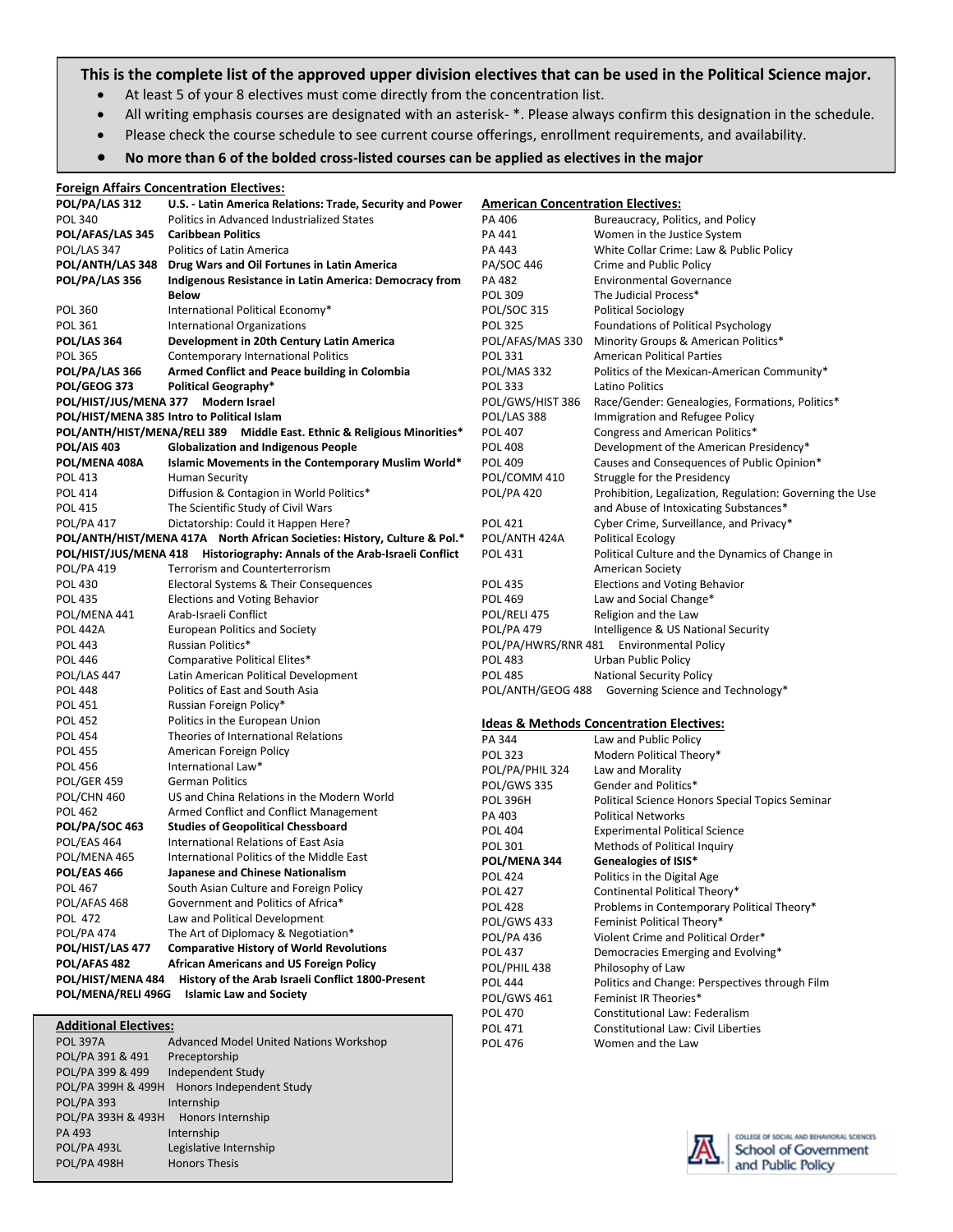**This is the complete list of the approved upper division electives that can be used in the Political Science major.**

- At least 5 of your 8 electives must come directly from the concentration list.
- All writing emphasis courses are designated with an asterisk- *. Please always confirm this designation in the schedule.
- Please check the course schedule to see current course offerings, enrollment requirements, and availability.
- **No more than 6 of the bolded cross-listed courses can be applied as electives in the major**

**Foreign Affairs Concentration Electives:**

| | |
|---|---|
| **POL/PA/LAS 312** | **U.S. - Latin America Relations: Trade, Security and Power** |
| POL 340 | Politics in Advanced Industrialized States |
| **POL/AFAS/LAS 345** | **Caribbean Politics** |
| POL/LAS 347 | Politics of Latin America |
| **POL/ANTH/LAS 348** | **Drug Wars and Oil Fortunes in Latin America** |
| **POL/PA/LAS 356** | **Indigenous Resistance in Latin America: Democracy from Below** |
| POL 360 | International Political Economy* |
| POL 361 | International Organizations |
| **POL/LAS 364** | **Development in 20th Century Latin America** |
| POL 365 | Contemporary International Politics |
| **POL/PA/LAS 366** | **Armed Conflict and Peace building in Colombia** |
| **POL/GEOG 373** | **Political Geography*** |
| **POL/HIST/JUS/MENA 377** | **Modern Israel** |
| **POL/HIST/MENA 385** | **Intro to Political Islam** |
| **POL/ANTH/HIST/MENA/RELI 389** | **Middle East. Ethnic & Religious Minorities*** |
| **POL/AIS 403** | **Globalization and Indigenous People** |
| **POL/MENA 408A** | **Islamic Movements in the Contemporary Muslim World*** |
| POL 413 | Human Security |
| POL 414 | Diffusion & Contagion in World Politics* |
| POL 415 | The Scientific Study of Civil Wars |
| POL/PA 417 | Dictatorship: Could it Happen Here? |
| **POL/ANTH/HIST/MENA 417A** | **North African Societies: History, Culture & Pol.*** |
| **POL/HIST/JUS/MENA 418** | **Historiography: Annals of the Arab-Israeli Conflict** |
| POL/PA 419 | Terrorism and Counterterrorism |
| POL 430 | Electoral Systems & Their Consequences |
| POL 435 | Elections and Voting Behavior |
| POL/MENA 441 | Arab-Israeli Conflict |
| POL 442A | European Politics and Society |
| POL 443 | Russian Politics* |
| POL 446 | Comparative Political Elites* |
| POL/LAS 447 | Latin American Political Development |
| POL 448 | Politics of East and South Asia |
| POL 451 | Russian Foreign Policy* |
| POL 452 | Politics in the European Union |
| POL 454 | Theories of International Relations |
| POL 455 | American Foreign Policy |
| POL 456 | International Law* |
| POL/GER 459 | German Politics |
| POL/CHN 460 | US and China Relations in the Modern World |
| POL 462 | Armed Conflict and Conflict Management |
| **POL/PA/SOC 463** | **Studies of Geopolitical Chessboard** |
| POL/EAS 464 | International Relations of East Asia |
| POL/MENA 465 | International Politics of the Middle East |
| **POL/EAS 466** | **Japanese and Chinese Nationalism** |
| POL 467 | South Asian Culture and Foreign Policy |
| POL/AFAS 468 | Government and Politics of Africa* |
| POL 472 | Law and Political Development |
| POL/PA 474 | The Art of Diplomacy & Negotiation* |
| **POL/HIST/LAS 477** | **Comparative History of World Revolutions** |
| **POL/AFAS 482** | **African Americans and US Foreign Policy** |
| **POL/HIST/MENA 484** | **History of the Arab Israeli Conflict 1800-Present** |
| **POL/MENA/RELI 496G** | **Islamic Law and Society** |

**Additional Electives:**

| | |
|---|---|
| POL 397A | Advanced Model United Nations Workshop |
| POL/PA 391 & 491 | Preceptorship |
| POL/PA 399 & 499 | Independent Study |
| POL/PA 399H & 499H | Honors Independent Study |
| POL/PA 393 | Internship |
| POL/PA 393H & 493H | Honors Internship |
| PA 493 | Internship |
| POL/PA 493L | Legislative Internship |
| POL/PA 498H | Honors Thesis |

**American Concentration Electives:**

| | |
|---|---|
| PA 406 | Bureaucracy, Politics, and Policy |
| PA 441 | Women in the Justice System |
| PA 443 | White Collar Crime: Law & Public Policy |
| PA/SOC 446 | Crime and Public Policy |
| PA 482 | Environmental Governance |
| POL 309 | The Judicial Process* |
| POL/SOC 315 | Political Sociology |
| POL 325 | Foundations of Political Psychology |
| POL/AFAS/MAS 330 | Minority Groups & American Politics* |
| POL 331 | American Political Parties |
| POL/MAS 332 | Politics of the Mexican-American Community* |
| POL 333 | Latino Politics |
| POL/GWS/HIST 386 | Race/Gender: Genealogies, Formations, Politics* |
| POL/LAS 388 | Immigration and Refugee Policy |
| POL 407 | Congress and American Politics* |
| POL 408 | Development of the American Presidency* |
| POL 409 | Causes and Consequences of Public Opinion* |
| POL/COMM 410 | Struggle for the Presidency |
| POL/PA 420 | Prohibition, Legalization, Regulation: Governing the Use and Abuse of Intoxicating Substances* |
| POL 421 | Cyber Crime, Surveillance, and Privacy* |
| POL/ANTH 424A | Political Ecology |
| POL 431 | Political Culture and the Dynamics of Change in American Society |
| POL 435 | Elections and Voting Behavior |
| POL 469 | Law and Social Change* |
| POL/RELI 475 | Religion and the Law |
| POL/PA 479 | Intelligence & US National Security |
| POL/PA/HWRS/RNR 481 | Environmental Policy |
| POL 483 | Urban Public Policy |
| POL 485 | National Security Policy |
| POL/ANTH/GEOG 488 | Governing Science and Technology* |

**Ideas & Methods Concentration Electives:**

| | |
|---|---|
| PA 344 | Law and Public Policy |
| POL 323 | Modern Political Theory* |
| POL/PA/PHIL 324 | Law and Morality |
| POL/GWS 335 | Gender and Politics* |
| POL 396H | Political Science Honors Special Topics Seminar |
| PA 403 | Political Networks |
| POL 404 | Experimental Political Science |
| POL 301 | Methods of Political Inquiry |
| **POL/MENA 344** | **Genealogies of ISIS*** |
| POL 424 | Politics in the Digital Age |
| POL 427 | Continental Political Theory* |
| POL 428 | Problems in Contemporary Political Theory* |
| POL/GWS 433 | Feminist Political Theory* |
| POL/PA 436 | Violent Crime and Political Order* |
| POL 437 | Democracies Emerging and Evolving* |
| POL/PHIL 438 | Philosophy of Law |
| POL 444 | Politics and Change: Perspectives through Film |
| POL/GWS 461 | Feminist IR Theories* |
| POL 470 | Constitutional Law: Federalism |
| POL 471 | Constitutional Law: Civil Liberties |
| POL 476 | Women and the Law |

College of Social and Behavioral Sciences
School of Government and Public Policy